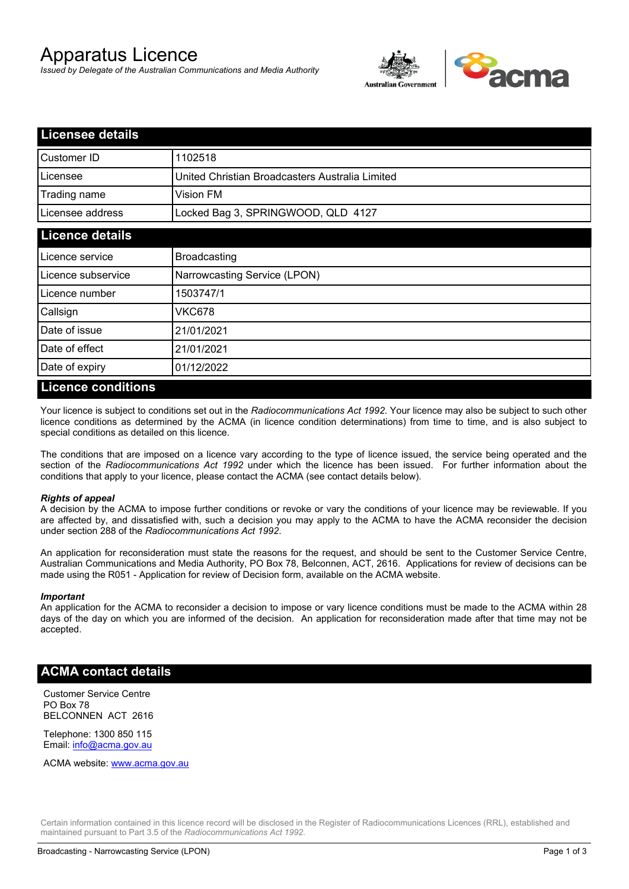# Apparatus Licence

*Issued by Delegate of the Australian Communications and Media Authority*

## Licensee details

| | |
|---|---|
| Customer ID | 1102518 |
| Licensee | United Christian Broadcasters Australia Limited |
| Trading name | Vision FM |
| Licensee address | Locked Bag 3, SPRINGWOOD, QLD 4127 |

## Licence details

| | |
|---|---|
| Licence service | Broadcasting |
| Licence subservice | Narrowcasting Service (LPON) |
| Licence number | 1503747/1 |
| Callsign | VKC678 |
| Date of issue | 21/01/2021 |
| Date of effect | 21/01/2021 |
| Date of expiry | 01/12/2022 |

## Licence conditions

Your licence is subject to conditions set out in the *Radiocommunications Act 1992*. Your licence may also be subject to such other licence conditions as determined by the ACMA (in licence condition determinations) from time to time, and is also subject to special conditions as detailed on this licence.

The conditions that are imposed on a licence vary according to the type of licence issued, the service being operated and the section of the *Radiocommunications Act 1992* under which the licence has been issued. For further information about the conditions that apply to your licence, please contact the ACMA (see contact details below).

***Rights of appeal***

A decision by the ACMA to impose further conditions or revoke or vary the conditions of your licence may be reviewable. If you are affected by, and dissatisfied with, such a decision you may apply to the ACMA to have the ACMA reconsider the decision under section 288 of the *Radiocommunications Act 1992*.

An application for reconsideration must state the reasons for the request, and should be sent to the Customer Service Centre, Australian Communications and Media Authority, PO Box 78, Belconnen, ACT, 2616. Applications for review of decisions can be made using the R051 - Application for review of Decision form, available on the ACMA website.

***Important***

An application for the ACMA to reconsider a decision to impose or vary licence conditions must be made to the ACMA within 28 days of the day on which you are informed of the decision. An application for reconsideration made after that time may not be accepted.

## ACMA contact details

Customer Service Centre
PO Box 78
BELCONNEN ACT 2616

Telephone: 1300 850 115
Email: info@acma.gov.au

ACMA website: www.acma.gov.au

Certain information contained in this licence record will be disclosed in the Register of Radiocommunications Licences (RRL), established and maintained pursuant to Part 3.5 of the *Radiocommunications Act 1992.*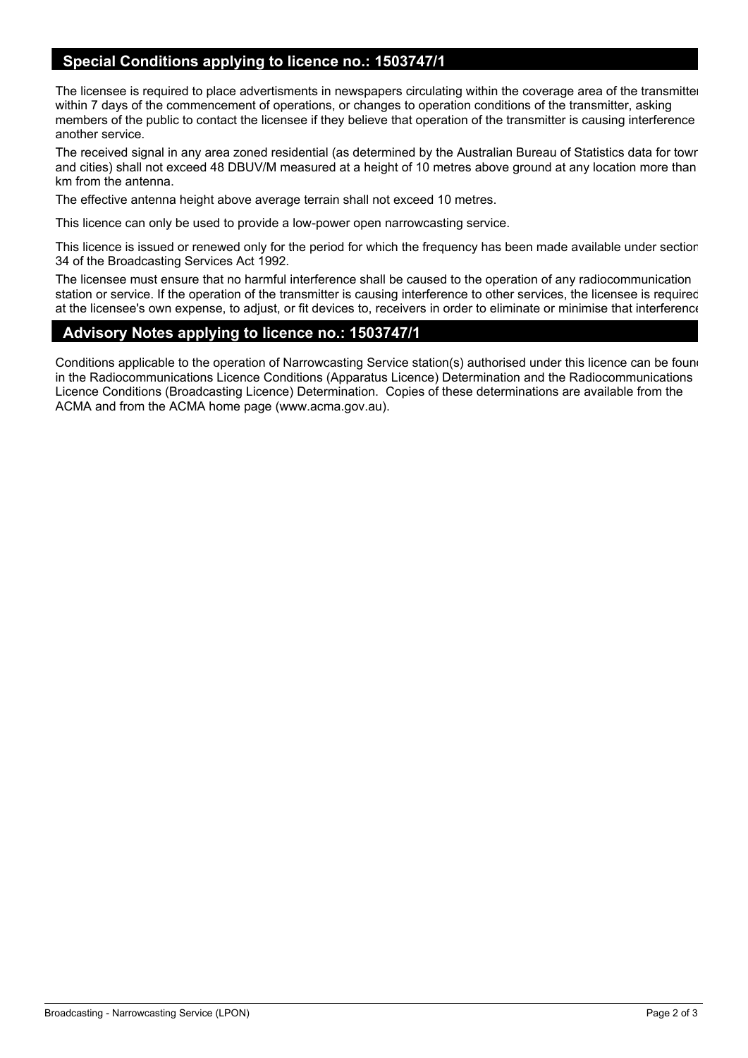## Special Conditions applying to licence no.: 1503747/1

The licensee is required to place advertisments in newspapers circulating within the coverage area of the transmitter within 7 days of the commencement of operations, or changes to operation conditions of the transmitter, asking members of the public to contact the licensee if they believe that operation of the transmitter is causing interference another service.

The received signal in any area zoned residential (as determined by the Australian Bureau of Statistics data for town and cities) shall not exceed 48 DBUV/M measured at a height of 10 metres above ground at any location more than km from the antenna.

The effective antenna height above average terrain shall not exceed 10 metres.

This licence can only be used to provide a low-power open narrowcasting service.

This licence is issued or renewed only for the period for which the frequency has been made available under section 34 of the Broadcasting Services Act 1992.

The licensee must ensure that no harmful interference shall be caused to the operation of any radiocommunication station or service. If the operation of the transmitter is causing interference to other services, the licensee is required at the licensee's own expense, to adjust, or fit devices to, receivers in order to eliminate or minimise that interference

## Advisory Notes applying to licence no.: 1503747/1

Conditions applicable to the operation of Narrowcasting Service station(s) authorised under this licence can be found in the Radiocommunications Licence Conditions (Apparatus Licence) Determination and the Radiocommunications Licence Conditions (Broadcasting Licence) Determination. Copies of these determinations are available from the ACMA and from the ACMA home page (www.acma.gov.au).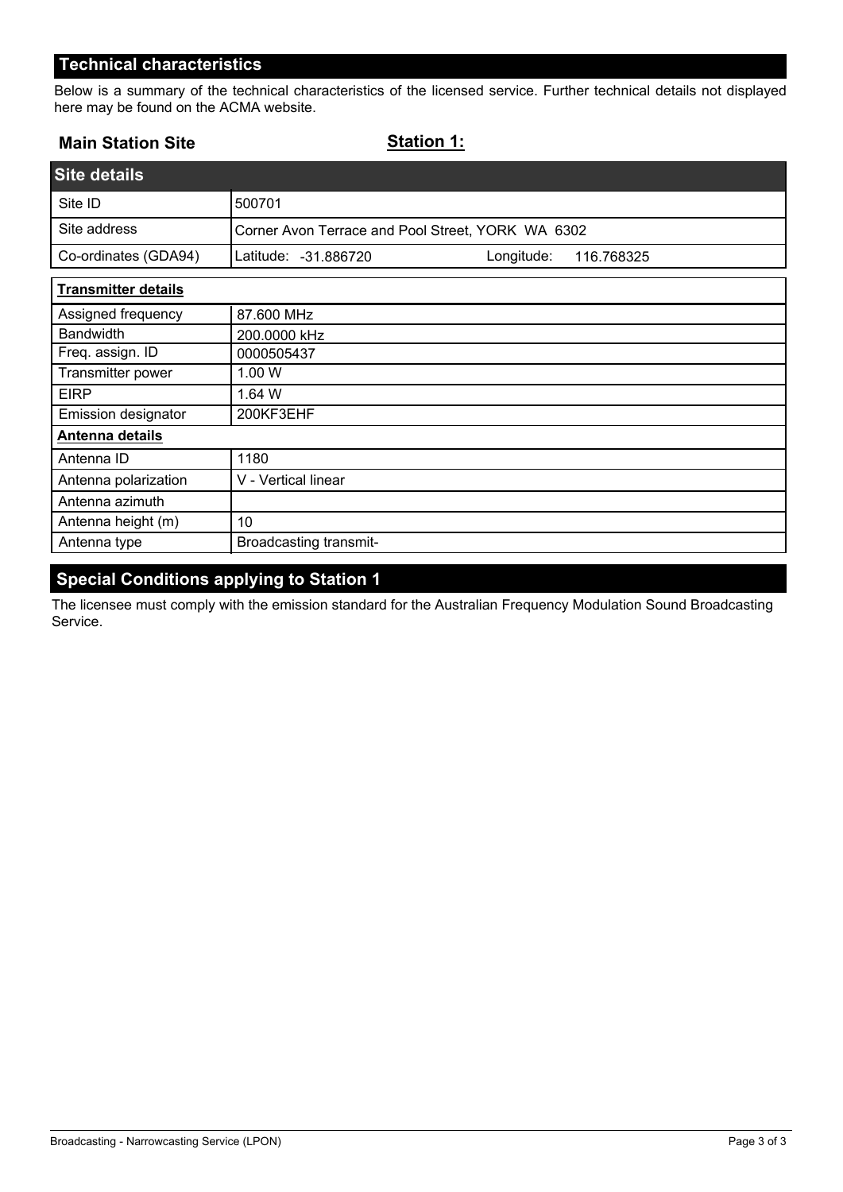## Technical characteristics

Below is a summary of the technical characteristics of the licensed service. Further technical details not displayed here may be found on the ACMA website.

**Main Station Site** **Station 1:**

| Site details | | |
|---|---|---|
| Site ID | 500701 | |
| Site address | Corner Avon Terrace and Pool Street, YORK WA 6302 | |
| Co-ordinates (GDA94) | Latitude: -31.886720 | Longitude: 116.768325 |

| Transmitter details | |
|---|---|
| Assigned frequency | 87.600 MHz |
| Bandwidth | 200.0000 kHz |
| Freq. assign. ID | 0000505437 |
| Transmitter power | 1.00 W |
| EIRP | 1.64 W |
| Emission designator | 200KF3EHF |
| **Antenna details** | |
| Antenna ID | 1180 |
| Antenna polarization | V - Vertical linear |
| Antenna azimuth | |
| Antenna height (m) | 10 |
| Antenna type | Broadcasting transmit- |

## Special Conditions applying to Station 1

The licensee must comply with the emission standard for the Australian Frequency Modulation Sound Broadcasting Service.